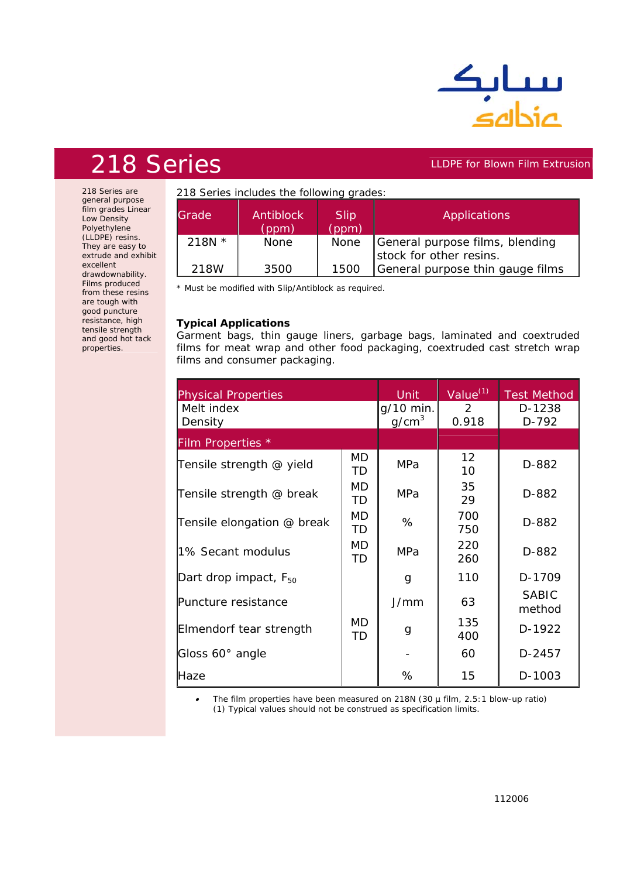# 218 Series

LLDPE for Blown Film Extrusion

218 Series are general purpose film grades Linear Low Density Polyethylene (LLDPE) resins. They are easy to extrude and exhibit excellent drawdownability. Films produced from these resins are tough with good puncture resistance, high tensile strength and good hot tack properties.

218 Series includes the following grades:

| Grade | Antiblock (ppm) | Slip (ppm) | Applications |
|---|---|---|---|
| 218N * | None | None | General purpose films, blending stock for other resins. |
| 218W | 3500 | 1500 | General purpose thin gauge films |

* Must be modified with Slip/Antiblock as required.

**Typical Applications**

Garment bags, thin gauge liners, garbage bags, laminated and coextruded films for meat wrap and other food packaging, coextruded cast stretch wrap films and consumer packaging.

| Physical Properties | | Unit | Value (1) | Test Method |
|---|---|---|---|---|
| Melt index | | g/10 min. | 2 | D-1238 |
| Density | | $g/cm^3$ | 0.918 | D-792 |
| **Film Properties *** | | | | |
| Tensile strength @ yield | MD<br>TD | MPa | 12<br>10 | D-882 |
| Tensile strength @ break | MD<br>TD | MPa | 35<br>29 | D-882 |
| Tensile elongation @ break | MD<br>TD | % | 700<br>750 | D-882 |
| 1% Secant modulus | MD<br>TD | MPa | 220<br>260 | D-882 |
| Dart drop impact, $F_{50}$ | | g | 110 | D-1709 |
| Puncture resistance | | J/mm | 63 | SABIC method |
| Elmendorf tear strength | MD<br>TD | g | 135<br>400 | D-1922 |
| Gloss 60° angle | | - | 60 | D-2457 |
| Haze | | % | 15 | D-1003 |

- The film properties have been measured on 218N (30 µ film, 2.5:1 blow-up ratio)
  (1) Typical values should not be construed as specification limits.

112006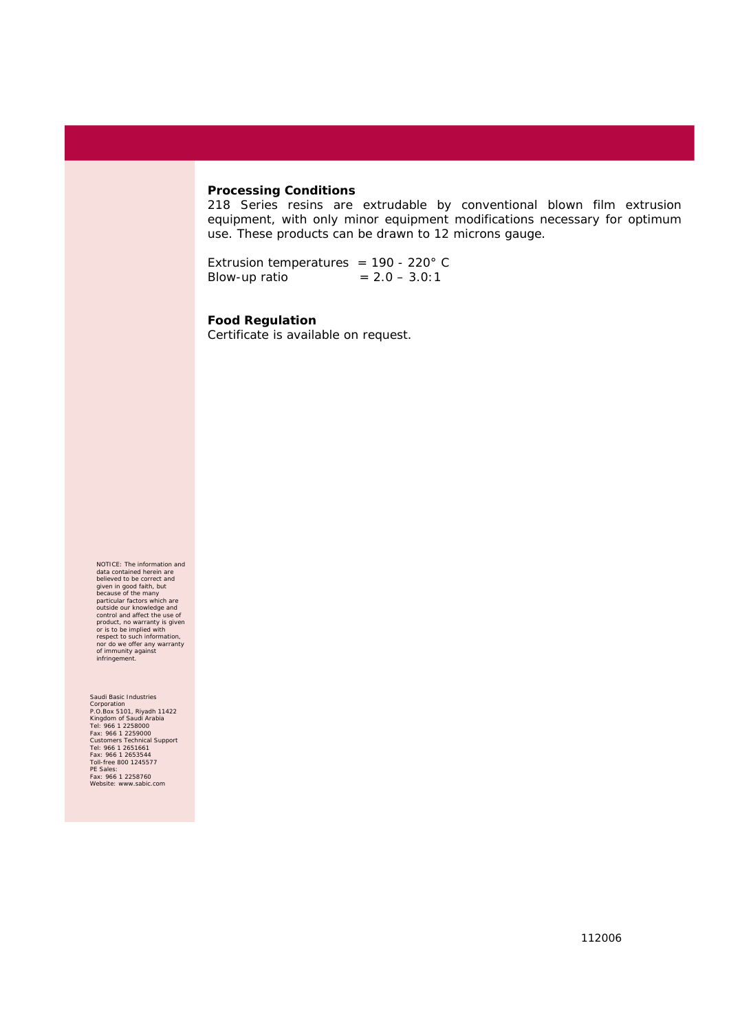### Processing Conditions

218 Series resins are extrudable by conventional blown film extrusion equipment, with only minor equipment modifications necessary for optimum use. These products can be drawn to 12 microns gauge.

Extrusion temperatures = 190 - 220° C
Blow-up ratio = 2.0 – 3.0:1

### Food Regulation

Certificate is available on request.

NOTICE: The information and data contained herein are believed to be correct and given in good faith, but because of the many particular factors which are outside our knowledge and control and affect the use of product, no warranty is given or is to be implied with respect to such information, nor do we offer any warranty of immunity against infringement.

Saudi Basic Industries Corporation
P.O.Box 5101, Riyadh 11422
Kingdom of Saudi Arabia
Tel: 966 1 2258000
Fax: 966 1 2259000
Customers Technical Support
Tel: 966 1 2651661
Fax: 966 1 2653544
Toll-free 800 1245577
PE Sales:
Fax: 966 1 2258760
Website: www.sabic.com

112006